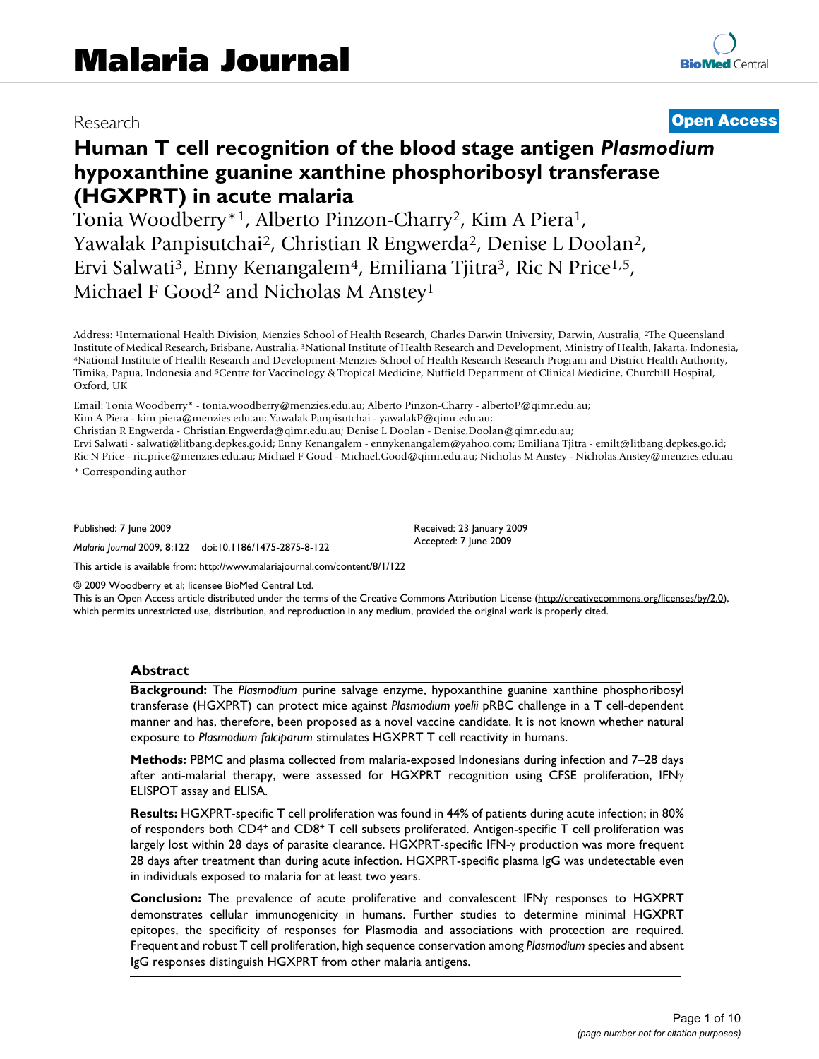Research **Open Access**

# Human T cell recognition of the blood stage antigen *Plasmodium* hypoxanthine guanine xanthine phosphoribosyl transferase (HGXPRT) in acute malaria

Tonia Woodberry*[1], Alberto Pinzon-Charry[2], Kim A Piera[1], Yawalak Panpisutchai[2], Christian R Engwerda[2], Denise L Doolan[2], Ervi Salwati[3], Enny Kenangalem[4], Emiliana Tjitra[3], Ric N Price[1,5], Michael F Good[2] and Nicholas M Anstey[1]

Address: [1]International Health Division, Menzies School of Health Research, Charles Darwin University, Darwin, Australia, [2]The Queensland Institute of Medical Research, Brisbane, Australia, [3]National Institute of Health Research and Development, Ministry of Health, Jakarta, Indonesia, [4]National Institute of Health Research and Development-Menzies School of Health Research Research Program and District Health Authority, Timika, Papua, Indonesia and [5]Centre for Vaccinology & Tropical Medicine, Nuffield Department of Clinical Medicine, Churchill Hospital, Oxford, UK

Email: Tonia Woodberry* - tonia.woodberry@menzies.edu.au; Alberto Pinzon-Charry - albertoP@qimr.edu.au; Kim A Piera - kim.piera@menzies.edu.au; Yawalak Panpisutchai - yawalakP@qimr.edu.au; Christian R Engwerda - Christian.Engwerda@qimr.edu.au; Denise L Doolan - Denise.Doolan@qimr.edu.au; Ervi Salwati - salwati@litbang.depkes.go.id; Enny Kenangalem - ennykenangalem@yahoo.com; Emiliana Tjitra - emilt@litbang.depkes.go.id; Ric N Price - ric.price@menzies.edu.au; Michael F Good - Michael.Good@qimr.edu.au; Nicholas M Anstey - Nicholas.Anstey@menzies.edu.au

* Corresponding author

Published: 7 June 2009

*Malaria Journal* 2009, **8**:122 doi:10.1186/1475-2875-8-122

Received: 23 January 2009
Accepted: 7 June 2009

This article is available from: http://www.malariajournal.com/content/8/1/122

© 2009 Woodberry et al; licensee BioMed Central Ltd.
This is an Open Access article distributed under the terms of the Creative Commons Attribution License (http://creativecommons.org/licenses/by/2.0), which permits unrestricted use, distribution, and reproduction in any medium, provided the original work is properly cited.

## Abstract

**Background:** The *Plasmodium* purine salvage enzyme, hypoxanthine guanine xanthine phosphoribosyl transferase (HGXPRT) can protect mice against *Plasmodium yoelii* pRBC challenge in a T cell-dependent manner and has, therefore, been proposed as a novel vaccine candidate. It is not known whether natural exposure to *Plasmodium falciparum* stimulates HGXPRT T cell reactivity in humans.

**Methods:** PBMC and plasma collected from malaria-exposed Indonesians during infection and 7–28 days after anti-malarial therapy, were assessed for HGXPRT recognition using CFSE proliferation, IFN$\gamma$ ELISPOT assay and ELISA.

**Results:** HGXPRT-specific T cell proliferation was found in 44% of patients during acute infection; in 80% of responders both $CD4^+$ and $CD8^+$ T cell subsets proliferated. Antigen-specific T cell proliferation was largely lost within 28 days of parasite clearance. HGXPRT-specific IFN-$\gamma$ production was more frequent 28 days after treatment than during acute infection. HGXPRT-specific plasma IgG was undetectable even in individuals exposed to malaria for at least two years.

**Conclusion:** The prevalence of acute proliferative and convalescent IFN$\gamma$ responses to HGXPRT demonstrates cellular immunogenicity in humans. Further studies to determine minimal HGXPRT epitopes, the specificity of responses for Plasmodia and associations with protection are required. Frequent and robust T cell proliferation, high sequence conservation among *Plasmodium* species and absent IgG responses distinguish HGXPRT from other malaria antigens.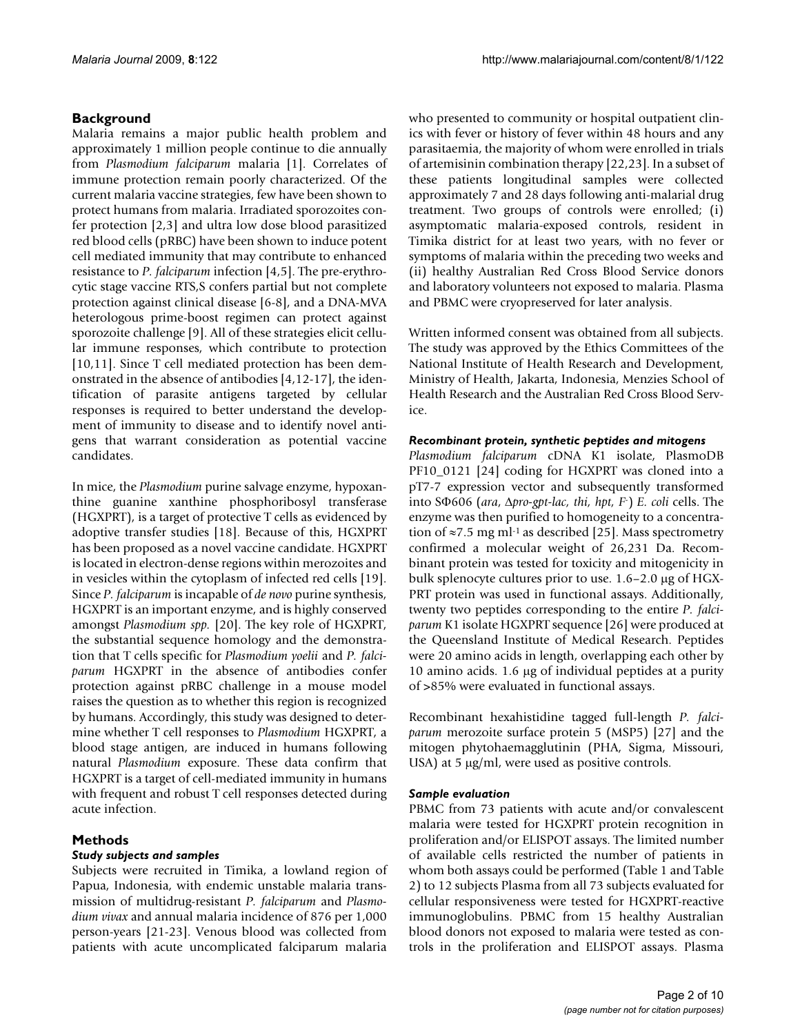## Background

Malaria remains a major public health problem and approximately 1 million people continue to die annually from *Plasmodium falciparum* malaria [1]. Correlates of immune protection remain poorly characterized. Of the current malaria vaccine strategies, few have been shown to protect humans from malaria. Irradiated sporozoites confer protection [2,3] and ultra low dose blood parasitized red blood cells (pRBC) have been shown to induce potent cell mediated immunity that may contribute to enhanced resistance to *P. falciparum* infection [4,5]. The pre-erythrocytic stage vaccine RTS,S confers partial but not complete protection against clinical disease [6-8], and a DNA-MVA heterologous prime-boost regimen can protect against sporozoite challenge [9]. All of these strategies elicit cellular immune responses, which contribute to protection [10,11]. Since T cell mediated protection has been demonstrated in the absence of antibodies [4,12-17], the identification of parasite antigens targeted by cellular responses is required to better understand the development of immunity to disease and to identify novel antigens that warrant consideration as potential vaccine candidates.

In mice, the *Plasmodium* purine salvage enzyme, hypoxanthine guanine xanthine phosphoribosyl transferase (HGXPRT), is a target of protective T cells as evidenced by adoptive transfer studies [18]. Because of this, HGXPRT has been proposed as a novel vaccine candidate. HGXPRT is located in electron-dense regions within merozoites and in vesicles within the cytoplasm of infected red cells [19]. Since *P. falciparum* is incapable of *de novo* purine synthesis, HGXPRT is an important enzyme, and is highly conserved amongst *Plasmodium spp.* [20]. The key role of HGXPRT, the substantial sequence homology and the demonstration that T cells specific for *Plasmodium yoelii* and *P. falciparum* HGXPRT in the absence of antibodies confer protection against pRBC challenge in a mouse model raises the question as to whether this region is recognized by humans. Accordingly, this study was designed to determine whether T cell responses to *Plasmodium* HGXPRT, a blood stage antigen, are induced in humans following natural *Plasmodium* exposure. These data confirm that HGXPRT is a target of cell-mediated immunity in humans with frequent and robust T cell responses detected during acute infection.

## Methods

### Study subjects and samples

Subjects were recruited in Timika, a lowland region of Papua, Indonesia, with endemic unstable malaria transmission of multidrug-resistant *P. falciparum* and *Plasmodium vivax* and annual malaria incidence of 876 per 1,000 person-years [21-23]. Venous blood was collected from patients with acute uncomplicated falciparum malaria who presented to community or hospital outpatient clinics with fever or history of fever within 48 hours and any parasitaemia, the majority of whom were enrolled in trials of artemisinin combination therapy [22,23]. In a subset of these patients longitudinal samples were collected approximately 7 and 28 days following anti-malarial drug treatment. Two groups of controls were enrolled; (i) asymptomatic malaria-exposed controls, resident in Timika district for at least two years, with no fever or symptoms of malaria within the preceding two weeks and (ii) healthy Australian Red Cross Blood Service donors and laboratory volunteers not exposed to malaria. Plasma and PBMC were cryopreserved for later analysis.

Written informed consent was obtained from all subjects. The study was approved by the Ethics Committees of the National Institute of Health Research and Development, Ministry of Health, Jakarta, Indonesia, Menzies School of Health Research and the Australian Red Cross Blood Service.

### Recombinant protein, synthetic peptides and mitogens

*Plasmodium falciparum* cDNA K1 isolate, PlasmoDB PF10_0121 [24] coding for HGXPRT was cloned into a pT7-7 expression vector and subsequently transformed into SΦ606 (*ara*, Δ*pro-gpt-lac*, *thi*, *hpt*, *F*[-]) *E. coli* cells. The enzyme was then purified to homogeneity to a concentration of ≈7.5 mg ml$^{-1}$ as described [25]. Mass spectrometry confirmed a molecular weight of 26,231 Da. Recombinant protein was tested for toxicity and mitogenicity in bulk splenocyte cultures prior to use. 1.6–2.0 μg of HGXPRT protein was used in functional assays. Additionally, twenty two peptides corresponding to the entire *P. falciparum* K1 isolate HGXPRT sequence [26] were produced at the Queensland Institute of Medical Research. Peptides were 20 amino acids in length, overlapping each other by 10 amino acids. 1.6 μg of individual peptides at a purity of >85% were evaluated in functional assays.

Recombinant hexahistidine tagged full-length *P. falciparum* merozoite surface protein 5 (MSP5) [27] and the mitogen phytohaemagglutinin (PHA, Sigma, Missouri, USA) at 5 μg/ml, were used as positive controls.

### Sample evaluation

PBMC from 73 patients with acute and/or convalescent malaria were tested for HGXPRT protein recognition in proliferation and/or ELISPOT assays. The limited number of available cells restricted the number of patients in whom both assays could be performed (Table 1 and Table 2) to 12 subjects Plasma from all 73 subjects evaluated for cellular responsiveness were tested for HGXPRT-reactive immunoglobulins. PBMC from 15 healthy Australian blood donors not exposed to malaria were tested as controls in the proliferation and ELISPOT assays. Plasma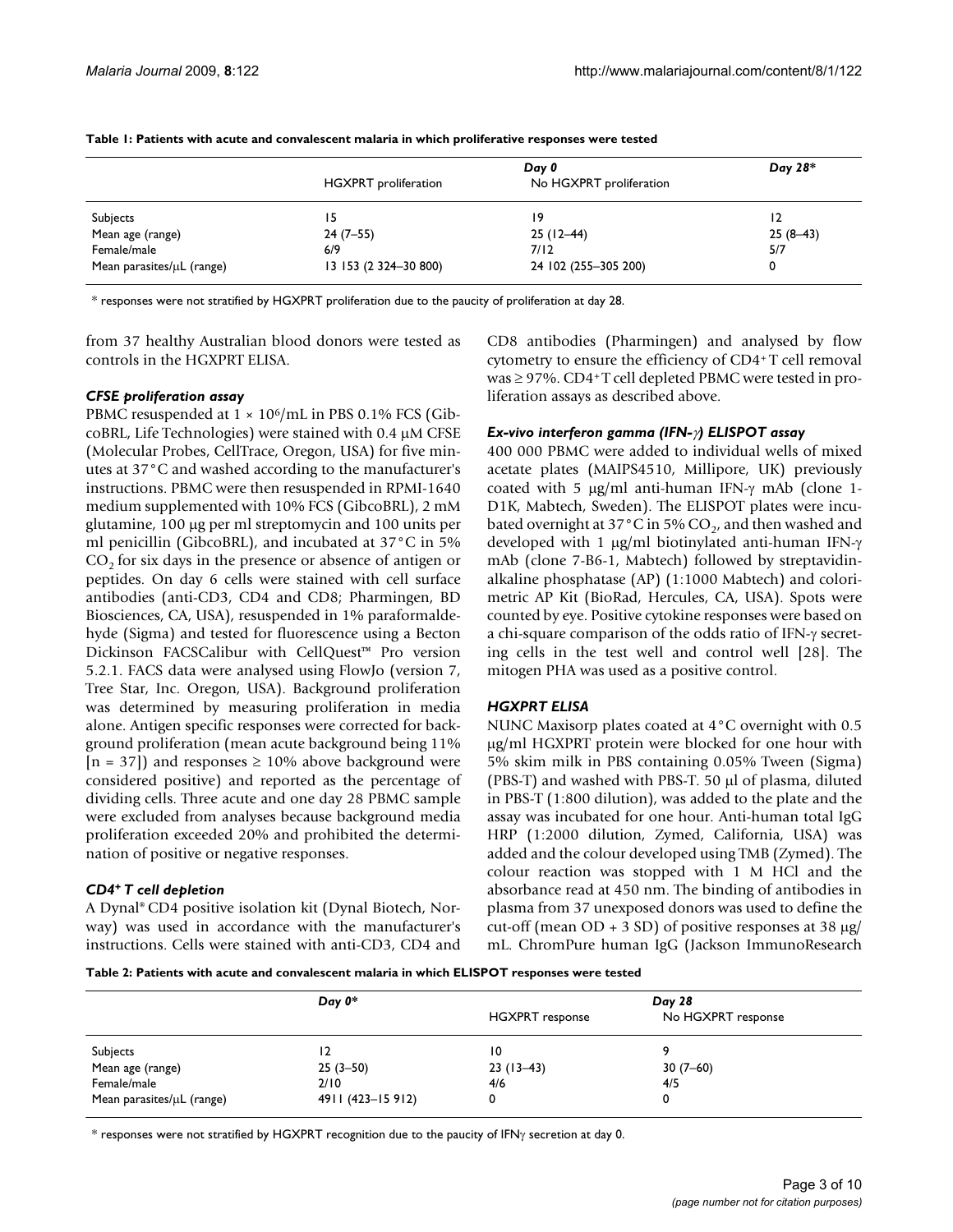**Table 1: Patients with acute and convalescent malaria in which proliferative responses were tested**

| | *Day 0* | | *Day 28** |
|---|---|---|---|
| | HGXPRT proliferation | No HGXPRT proliferation | |
| Subjects | 15 | 19 | 12 |
| Mean age (range) | 24 (7–55) | 25 (12–44) | 25 (8–43) |
| Female/male | 6/9 | 7/12 | 5/7 |
| Mean parasites/μL (range) | 13 153 (2 324–30 800) | 24 102 (255–305 200) | 0 |

* responses were not stratified by HGXPRT proliferation due to the paucity of proliferation at day 28.

from 37 healthy Australian blood donors were tested as controls in the HGXPRT ELISA.

### *CFSE proliferation assay*

PBMC resuspended at $1 \times 10^6$/mL in PBS 0.1% FCS (GibcoBRL, Life Technologies) were stained with 0.4 μM CFSE (Molecular Probes, CellTrace, Oregon, USA) for five minutes at 37°C and washed according to the manufacturer's instructions. PBMC were then resuspended in RPMI-1640 medium supplemented with 10% FCS (GibcoBRL), 2 mM glutamine, 100 μg per ml streptomycin and 100 units per ml penicillin (GibcoBRL), and incubated at 37°C in 5% $CO_2$ for six days in the presence or absence of antigen or peptides. On day 6 cells were stained with cell surface antibodies (anti-CD3, CD4 and CD8; Pharmingen, BD Biosciences, CA, USA), resuspended in 1% paraformaldehyde (Sigma) and tested for fluorescence using a Becton Dickinson FACSCalibur with CellQuest™ Pro version 5.2.1. FACS data were analysed using FlowJo (version 7, Tree Star, Inc. Oregon, USA). Background proliferation was determined by measuring proliferation in media alone. Antigen specific responses were corrected for background proliferation (mean acute background being 11% [n = 37]) and responses ≥ 10% above background were considered positive) and reported as the percentage of dividing cells. Three acute and one day 28 PBMC sample were excluded from analyses because background media proliferation exceeded 20% and prohibited the determination of positive or negative responses.

### *CD4+ T cell depletion*

A Dynal® CD4 positive isolation kit (Dynal Biotech, Norway) was used in accordance with the manufacturer's instructions. Cells were stained with anti-CD3, CD4 and CD8 antibodies (Pharmingen) and analysed by flow cytometry to ensure the efficiency of CD4+ T cell removal was ≥ 97%. CD4+ T cell depleted PBMC were tested in proliferation assays as described above.

### *Ex-vivo interferon gamma (IFN-γ) ELISPOT assay*

400 000 PBMC were added to individual wells of mixed acetate plates (MAIPS4510, Millipore, UK) previously coated with 5 μg/ml anti-human IFN-γ mAb (clone 1-D1K, Mabtech, Sweden). The ELISPOT plates were incubated overnight at 37°C in 5% $CO_2$, and then washed and developed with 1 μg/ml biotinylated anti-human IFN-γ mAb (clone 7-B6-1, Mabtech) followed by streptavidin-alkaline phosphatase (AP) (1:1000 Mabtech) and colorimetric AP Kit (BioRad, Hercules, CA, USA). Spots were counted by eye. Positive cytokine responses were based on a chi-square comparison of the odds ratio of IFN-γ secreting cells in the test well and control well [28]. The mitogen PHA was used as a positive control.

### *HGXPRT ELISA*

NUNC Maxisorp plates coated at 4°C overnight with 0.5 μg/ml HGXPRT protein were blocked for one hour with 5% skim milk in PBS containing 0.05% Tween (Sigma) (PBS-T) and washed with PBS-T. 50 μl of plasma, diluted in PBS-T (1:800 dilution), was added to the plate and the assay was incubated for one hour. Anti-human total IgG HRP (1:2000 dilution, Zymed, California, USA) was added and the colour developed using TMB (Zymed). The colour reaction was stopped with 1 M HCl and the absorbance read at 450 nm. The binding of antibodies in plasma from 37 unexposed donors was used to define the cut-off (mean OD + 3 SD) of positive responses at 38 μg/mL. ChromPure human IgG (Jackson ImmunoResearch

**Table 2: Patients with acute and convalescent malaria in which ELISPOT responses were tested**

| | *Day 0** | *Day 28* | |
|---|---|---|---|
| | | HGXPRT response | No HGXPRT response |
| Subjects | 12 | 10 | 9 |
| Mean age (range) | 25 (3–50) | 23 (13–43) | 30 (7–60) |
| Female/male | 2/10 | 4/6 | 4/5 |
| Mean parasites/μL (range) | 4911 (423–15 912) | 0 | 0 |

* responses were not stratified by HGXPRT recognition due to the paucity of IFNγ secretion at day 0.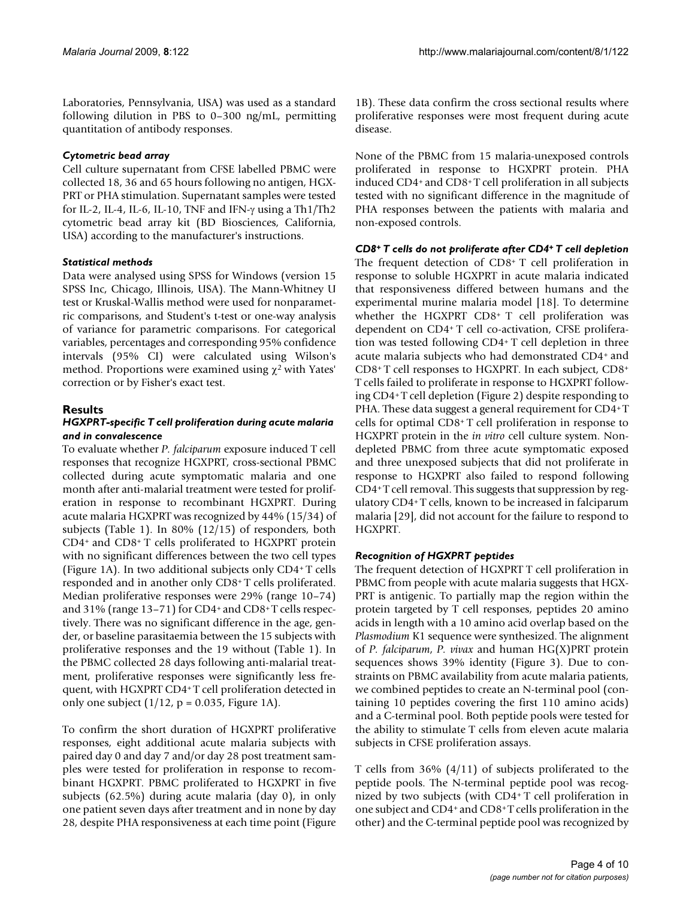Laboratories, Pennsylvania, USA) was used as a standard following dilution in PBS to 0–300 ng/mL, permitting quantitation of antibody responses.

#### *Cytometric bead array*

Cell culture supernatant from CFSE labelled PBMC were collected 18, 36 and 65 hours following no antigen, HGXPRT or PHA stimulation. Supernatant samples were tested for IL-2, IL-4, IL-6, IL-10, TNF and IFN-γ using a Th1/Th2 cytometric bead array kit (BD Biosciences, California, USA) according to the manufacturer's instructions.

#### *Statistical methods*

Data were analysed using SPSS for Windows (version 15 SPSS Inc, Chicago, Illinois, USA). The Mann-Whitney U test or Kruskal-Wallis method were used for nonparametric comparisons, and Student's t-test or one-way analysis of variance for parametric comparisons. For categorical variables, percentages and corresponding 95% confidence intervals (95% CI) were calculated using Wilson's method. Proportions were examined using $\chi^2$ with Yates' correction or by Fisher's exact test.

## Results

#### *HGXPRT-specific T cell proliferation during acute malaria and in convalescence*

To evaluate whether *P. falciparum* exposure induced T cell responses that recognize HGXPRT, cross-sectional PBMC collected during acute symptomatic malaria and one month after anti-malarial treatment were tested for proliferation in response to recombinant HGXPRT. During acute malaria HGXPRT was recognized by 44% (15/34) of subjects (Table 1). In 80% (12/15) of responders, both CD4+ and CD8+ T cells proliferated to HGXPRT protein with no significant differences between the two cell types (Figure 1A). In two additional subjects only CD4+ T cells responded and in another only CD8+ T cells proliferated. Median proliferative responses were 29% (range 10–74) and 31% (range 13–71) for CD4+ and CD8+ T cells respectively. There was no significant difference in the age, gender, or baseline parasitaemia between the 15 subjects with proliferative responses and the 19 without (Table 1). In the PBMC collected 28 days following anti-malarial treatment, proliferative responses were significantly less frequent, with HGXPRT CD4+ T cell proliferation detected in only one subject (1/12, $p = 0.035$, Figure 1A).

To confirm the short duration of HGXPRT proliferative responses, eight additional acute malaria subjects with paired day 0 and day 7 and/or day 28 post treatment samples were tested for proliferation in response to recombinant HGXPRT. PBMC proliferated to HGXPRT in five subjects (62.5%) during acute malaria (day 0), in only one patient seven days after treatment and in none by day 28, despite PHA responsiveness at each time point (Figure 1B). These data confirm the cross sectional results where proliferative responses were most frequent during acute disease.

None of the PBMC from 15 malaria-unexposed controls proliferated in response to HGXPRT protein. PHA induced CD4+ and CD8+ T cell proliferation in all subjects tested with no significant difference in the magnitude of PHA responses between the patients with malaria and non-exposed controls.

#### *CD8+ T cells do not proliferate after CD4+ T cell depletion*

The frequent detection of CD8+ T cell proliferation in response to soluble HGXPRT in acute malaria indicated that responsiveness differed between humans and the experimental murine malaria model [18]. To determine whether the HGXPRT CD8+ T cell proliferation was dependent on CD4+ T cell co-activation, CFSE proliferation was tested following CD4+ T cell depletion in three acute malaria subjects who had demonstrated CD4+ and CD8+ T cell responses to HGXPRT. In each subject, CD8+ T cells failed to proliferate in response to HGXPRT following CD4+ T cell depletion (Figure 2) despite responding to PHA. These data suggest a general requirement for CD4+ T cells for optimal CD8+ T cell proliferation in response to HGXPRT protein in the *in vitro* cell culture system. Non-depleted PBMC from three acute symptomatic exposed and three unexposed subjects that did not proliferate in response to HGXPRT also failed to respond following CD4+ T cell removal. This suggests that suppression by regulatory CD4+ T cells, known to be increased in falciparum malaria [29], did not account for the failure to respond to HGXPRT.

#### *Recognition of HGXPRT peptides*

The frequent detection of HGXPRT T cell proliferation in PBMC from people with acute malaria suggests that HGXPRT is antigenic. To partially map the region within the protein targeted by T cell responses, peptides 20 amino acids in length with a 10 amino acid overlap based on the *Plasmodium* K1 sequence were synthesized. The alignment of *P. falciparum*, *P. vivax* and human HG(X)PRT protein sequences shows 39% identity (Figure 3). Due to constraints on PBMC availability from acute malaria patients, we combined peptides to create an N-terminal pool (containing 10 peptides covering the first 110 amino acids) and a C-terminal pool. Both peptide pools were tested for the ability to stimulate T cells from eleven acute malaria subjects in CFSE proliferation assays.

T cells from 36% (4/11) of subjects proliferated to the peptide pools. The N-terminal peptide pool was recognized by two subjects (with CD4+ T cell proliferation in one subject and CD4+ and CD8+ T cells proliferation in the other) and the C-terminal peptide pool was recognized by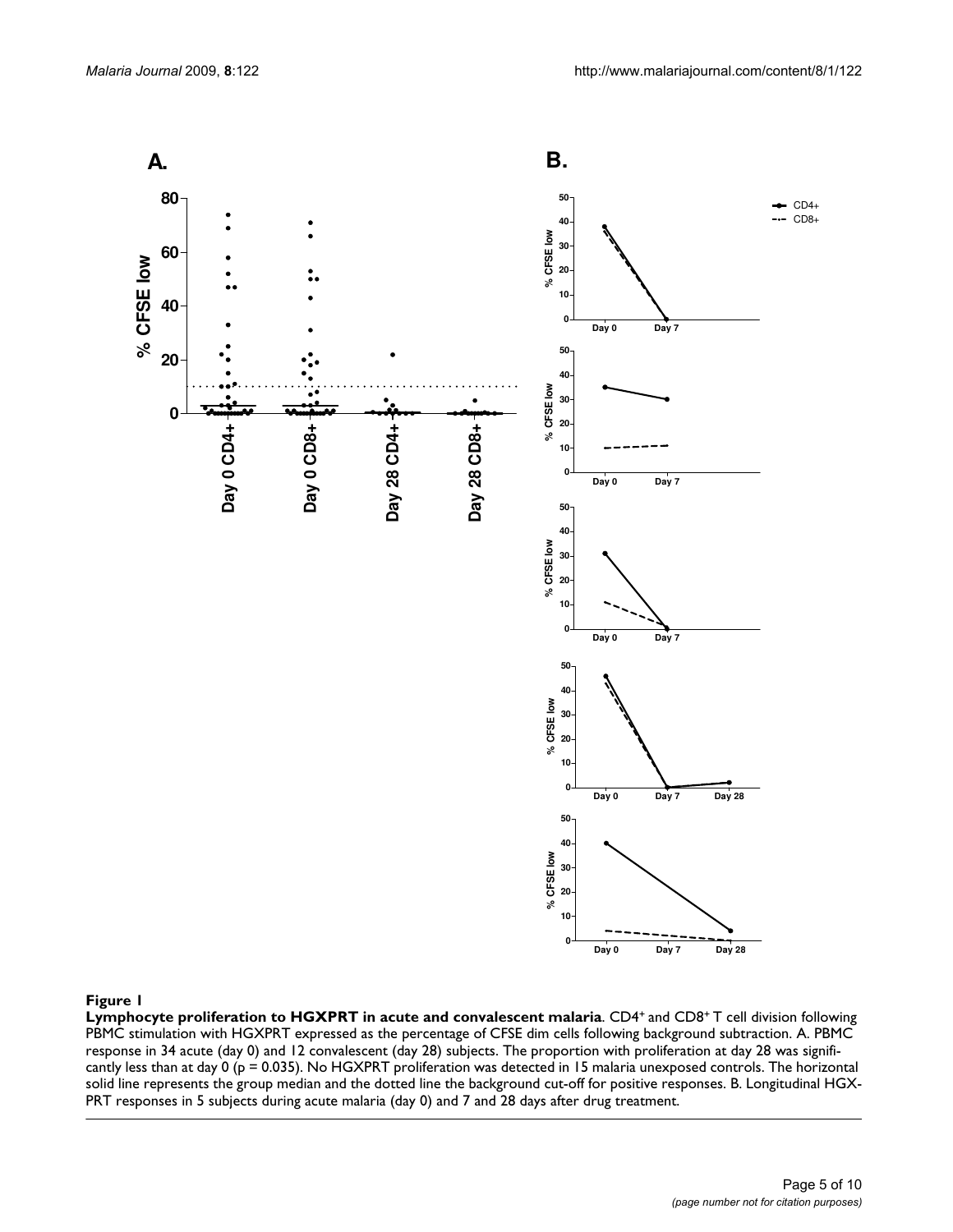**Figure 1**

**Lymphocyte proliferation to HGXPRT in acute and convalescent malaria**. $CD4^+$ and $CD8^+$ T cell division following PBMC stimulation with HGXPRT expressed as the percentage of CFSE dim cells following background subtraction. A. PBMC response in 34 acute (day 0) and 12 convalescent (day 28) subjects. The proportion with proliferation at day 28 was significantly less than at day 0 ($p = 0.035$). No HGXPRT proliferation was detected in 15 malaria unexposed controls. The horizontal solid line represents the group median and the dotted line the background cut-off for positive responses. B. Longitudinal HGXPRT responses in 5 subjects during acute malaria (day 0) and 7 and 28 days after drug treatment.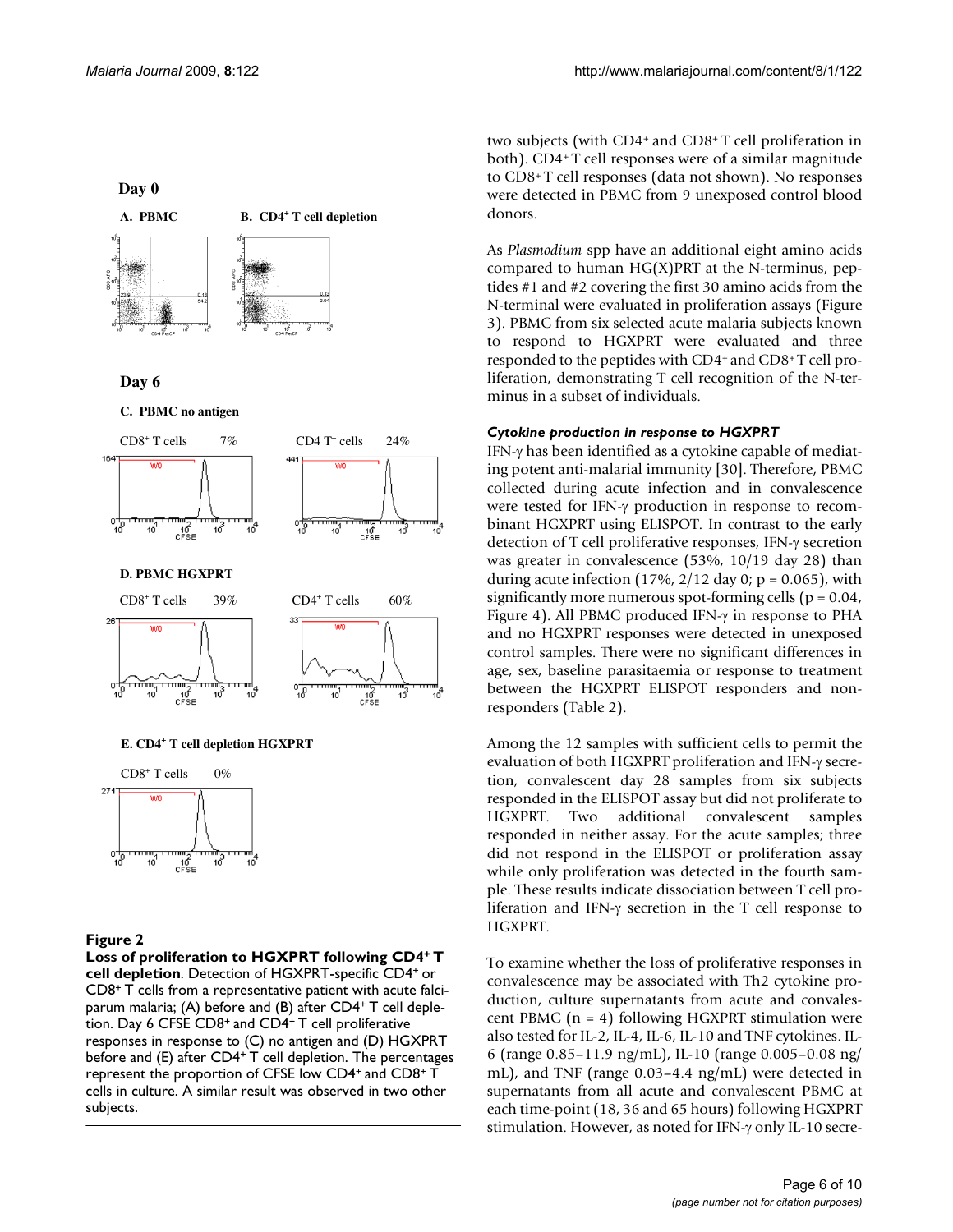**Figure 2**

**Loss of proliferation to HGXPRT following CD4+ T cell depletion**. Detection of HGXPRT-specific CD4+ or CD8+ T cells from a representative patient with acute falciparum malaria; (A) before and (B) after CD4+ T cell depletion. Day 6 CFSE CD8+ and CD4+ T cell proliferative responses in response to (C) no antigen and (D) HGXPRT before and (E) after CD4+ T cell depletion. The percentages represent the proportion of CFSE low CD4+ and CD8+ T cells in culture. A similar result was observed in two other subjects.

two subjects (with CD4+ and CD8+ T cell proliferation in both). CD4+ T cell responses were of a similar magnitude to CD8+ T cell responses (data not shown). No responses were detected in PBMC from 9 unexposed control blood donors.

As *Plasmodium* spp have an additional eight amino acids compared to human HG(X)PRT at the N-terminus, peptides #1 and #2 covering the first 30 amino acids from the N-terminal were evaluated in proliferation assays (Figure 3). PBMC from six selected acute malaria subjects known to respond to HGXPRT were evaluated and three responded to the peptides with CD4+ and CD8+ T cell proliferation, demonstrating T cell recognition of the N-terminus in a subset of individuals.

### *Cytokine production in response to HGXPRT*

IFN-γ has been identified as a cytokine capable of mediating potent anti-malarial immunity [30]. Therefore, PBMC collected during acute infection and in convalescence were tested for IFN-γ production in response to recombinant HGXPRT using ELISPOT. In contrast to the early detection of T cell proliferative responses, IFN-γ secretion was greater in convalescence (53%, 10/19 day 28) than during acute infection (17%, 2/12 day 0; $p = 0.065$), with significantly more numerous spot-forming cells ($p = 0.04$, Figure 4). All PBMC produced IFN-γ in response to PHA and no HGXPRT responses were detected in unexposed control samples. There were no significant differences in age, sex, baseline parasitaemia or response to treatment between the HGXPRT ELISPOT responders and non-responders (Table 2).

Among the 12 samples with sufficient cells to permit the evaluation of both HGXPRT proliferation and IFN-γ secretion, convalescent day 28 samples from six subjects responded in the ELISPOT assay but did not proliferate to HGXPRT. Two additional convalescent samples responded in neither assay. For the acute samples; three did not respond in the ELISPOT or proliferation assay while only proliferation was detected in the fourth sample. These results indicate dissociation between T cell proliferation and IFN-γ secretion in the T cell response to HGXPRT.

To examine whether the loss of proliferative responses in convalescence may be associated with Th2 cytokine production, culture supernatants from acute and convalescent PBMC ($n = 4$) following HGXPRT stimulation were also tested for IL-2, IL-4, IL-6, IL-10 and TNF cytokines. IL-6 (range 0.85–11.9 ng/mL), IL-10 (range 0.005–0.08 ng/mL), and TNF (range 0.03–4.4 ng/mL) were detected in supernatants from all acute and convalescent PBMC at each time-point (18, 36 and 65 hours) following HGXPRT stimulation. However, as noted for IFN-γ only IL-10 secre-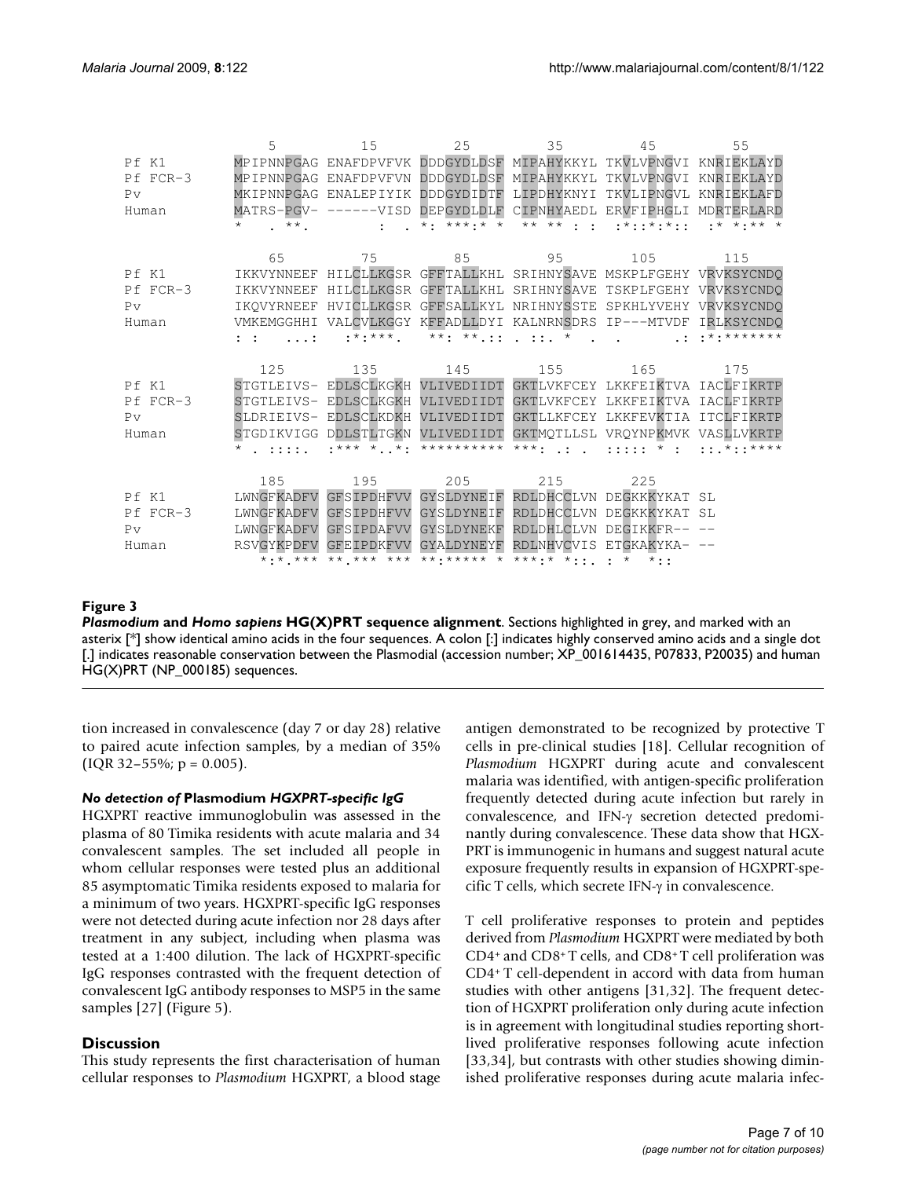```
              5          15          25          35          45          55
Pf K1      MPIPNNPGAG ENAFDPVFVK DDDGYDLDSF MIPAHYKKYL TKVLVPNGVI KNRIEKLAYD
Pf FCR-3   MPIPNNPGAG ENAFDPVFVN DDDGYDLDSF MIPAHYKKYL TKVLVPNGVI KNRIEKLAYD
Pv         MKIPNNPGAG ENLEPIYIK  DDDGYDIDTF LIPDHYKNYI TKVLIPNGVL KNRIEKLAFD
Human      MATRS-PGV- ------VISD DEPGYDLDLF CIPNHYAEDL ERVFIPHGLI MDRTERLARD
           *    . **.         :  . *: ***:* *  ** ** : :  :*::*:*::  :* *:** *

             65          75          85          95         105         115
Pf K1      IKKVYNNEEF HILCLLKGSR GFFTALLKHL SRIHNYSAVE MSKPLFGEHY VRVKSYCNDQ
Pf FCR-3   IKKVYNNEEF HILCLLKGSR GFFTALLKHL SRIHNYSAVE TSKPLFGEHY VRVKSYCNDQ
Pv         IKQVYRNEEF HVICLLKGSR GFFSALLKYL NRIHNYSSTE SPKHLYVEHY VRVKSYCNDQ
Human      VMKEMGGHHI VALCVLKGGY KFFADLLDYI KALNRNSDRS IP---MTVDF IRLKSYCNDQ
           : :   ...:   :*:***.   **: **.:: . ::. *   .   .      .: :*:*******

             125         135         145         155         165         175
Pf K1      STGTLEIVS- EDLSCLKGKH VLIVEDIIDT GKTLVKFCEY LKKFEIKTVA IACLFIKRTP
Pf FCR-3   STGTLEIVS- EDLSCLKGKH VLIVEDIIDT GKTLVKFCEY LKKFEIKTVA IACLFIKRTP
Pv         SLDRIEIVS- EDLSCLKDKH VLIVEDIIDT GKTLLKFCEY LKKFEVKTIA ITCLFIKRTP
Human      STGDIKVIGG DDLSTLTGKN VLIVEDIIDT GKTMQTLLSL VRQYNPKMVK VASLLVKRTP
           *  . ::::.  :*** *..*: ********** ***: .: .  ::::: * :  ::.*::****

             185         195         205         215         225
Pf K1      LWNGFKADFV GFSIPDHFVV GYSLDYNEIF RDLDHCCLVN DEGKKKYKAT SL
Pf FCR-3   LWNGFKADFV GFSIPDHFVV GYSLDYNEIF RDLDHCCLVN DEGKKKYKAT SL
Pv         LWNGFKADFV GFSIPDAFVV GYSLDYNEKF RDLDHLCLVN DEGIKKFR-- --
Human      RSVGYKPDFV GFEIPDKFVV GYALDYNEYF RDLNHVCVIS ETGKAKYKA- --
             *:*.*** **.*** *** **:***** * ***:* *::. : *   *::
```

**Figure 3**

***Plasmodium* and *Homo sapiens* HG(X)PRT sequence alignment**. Sections highlighted in grey, and marked with an asterix [*] show identical amino acids in the four sequences. A colon [:] indicates highly conserved amino acids and a single dot [.] indicates reasonable conservation between the Plasmodial (accession number; XP_001614435, P07833, P20035) and human HG(X)PRT (NP_000185) sequences.

tion increased in convalescence (day 7 or day 28) relative to paired acute infection samples, by a median of 35% (IQR 32–55%; $p = 0.005$).

### *No detection of* Plasmodium *HGXPRT-specific IgG*

HGXPRT reactive immunoglobulin was assessed in the plasma of 80 Timika residents with acute malaria and 34 convalescent samples. The set included all people in whom cellular responses were tested plus an additional 85 asymptomatic Timika residents exposed to malaria for a minimum of two years. HGXPRT-specific IgG responses were not detected during acute infection nor 28 days after treatment in any subject, including when plasma was tested at a 1:400 dilution. The lack of HGXPRT-specific IgG responses contrasted with the frequent detection of convalescent IgG antibody responses to MSP5 in the same samples [27] (Figure 5).

## Discussion

This study represents the first characterisation of human cellular responses to *Plasmodium* HGXPRT, a blood stage antigen demonstrated to be recognized by protective T cells in pre-clinical studies [18]. Cellular recognition of *Plasmodium* HGXPRT during acute and convalescent malaria was identified, with antigen-specific proliferation frequently detected during acute infection but rarely in convalescence, and IFN-γ secretion detected predominantly during convalescence. These data show that HGXPRT is immunogenic in humans and suggest natural acute exposure frequently results in expansion of HGXPRT-specific T cells, which secrete IFN-γ in convalescence.

T cell proliferative responses to protein and peptides derived from *Plasmodium* HGXPRT were mediated by both CD4+ and CD8+ T cells, and CD8+ T cell proliferation was CD4+ T cell-dependent in accord with data from human studies with other antigens [31,32]. The frequent detection of HGXPRT proliferation only during acute infection is in agreement with longitudinal studies reporting short-lived proliferative responses following acute infection [33,34], but contrasts with other studies showing diminished proliferative responses during acute malaria infec-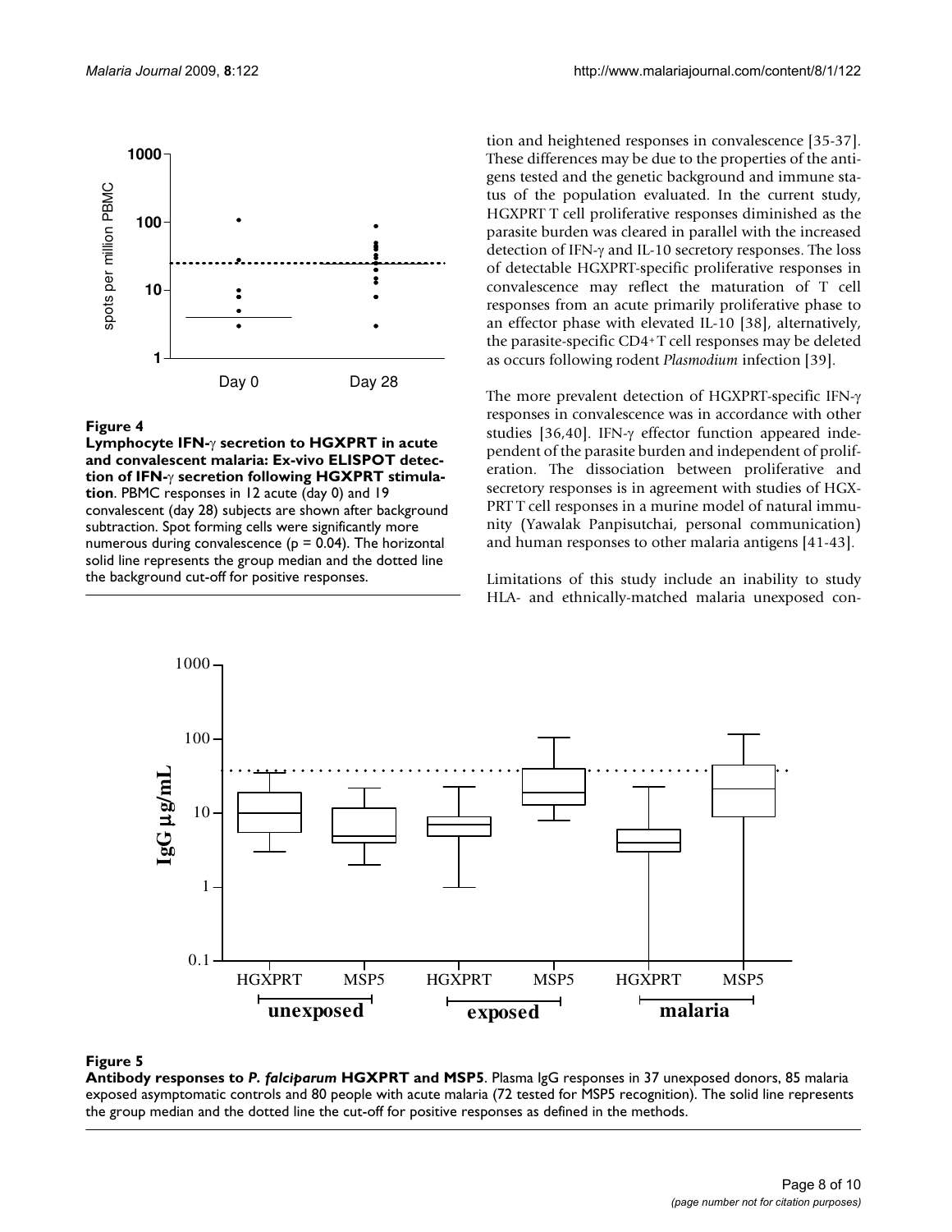**Figure 4**

**Lymphocyte IFN-γ secretion to HGXPRT in acute and convalescent malaria: Ex-vivo ELISPOT detection of IFN-γ secretion following HGXPRT stimulation**. PBMC responses in 12 acute (day 0) and 19 convalescent (day 28) subjects are shown after background subtraction. Spot forming cells were significantly more numerous during convalescence ($p = 0.04$). The horizontal solid line represents the group median and the dotted line the background cut-off for positive responses.

tion and heightened responses in convalescence [35-37]. These differences may be due to the properties of the antigens tested and the genetic background and immune status of the population evaluated. In the current study, HGXPRT T cell proliferative responses diminished as the parasite burden was cleared in parallel with the increased detection of IFN-γ and IL-10 secretory responses. The loss of detectable HGXPRT-specific proliferative responses in convalescence may reflect the maturation of T cell responses from an acute primarily proliferative phase to an effector phase with elevated IL-10 [38], alternatively, the parasite-specific CD4+ T cell responses may be deleted as occurs following rodent *Plasmodium* infection [39].

The more prevalent detection of HGXPRT-specific IFN-γ responses in convalescence was in accordance with other studies [36,40]. IFN-γ effector function appeared independent of the parasite burden and independent of proliferation. The dissociation between proliferative and secretory responses is in agreement with studies of HGXPRT T cell responses in a murine model of natural immunity (Yawalak Panpisutchai, personal communication) and human responses to other malaria antigens [41-43].

Limitations of this study include an inability to study HLA- and ethnically-matched malaria unexposed con-

**Figure 5**

**Antibody responses to *P. falciparum* HGXPRT and MSP5**. Plasma IgG responses in 37 unexposed donors, 85 malaria exposed asymptomatic controls and 80 people with acute malaria (72 tested for MSP5 recognition). The solid line represents the group median and the dotted line the cut-off for positive responses as defined in the methods.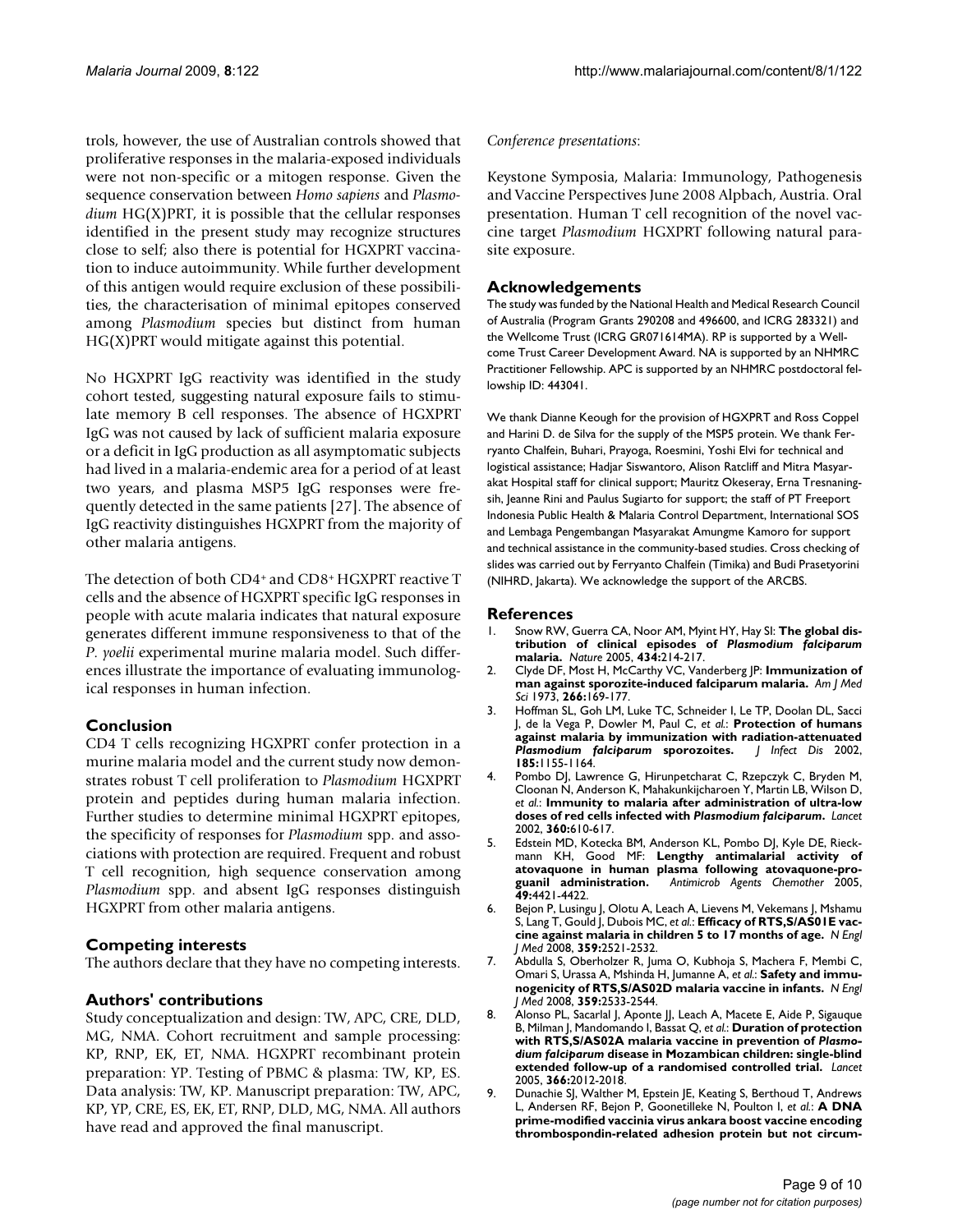trols, however, the use of Australian controls showed that proliferative responses in the malaria-exposed individuals were not non-specific or a mitogen response. Given the sequence conservation between *Homo sapiens* and *Plasmodium* HG(X)PRT, it is possible that the cellular responses identified in the present study may recognize structures close to self; also there is potential for HGXPRT vaccination to induce autoimmunity. While further development of this antigen would require exclusion of these possibilities, the characterisation of minimal epitopes conserved among *Plasmodium* species but distinct from human HG(X)PRT would mitigate against this potential.

No HGXPRT IgG reactivity was identified in the study cohort tested, suggesting natural exposure fails to stimulate memory B cell responses. The absence of HGXPRT IgG was not caused by lack of sufficient malaria exposure or a deficit in IgG production as all asymptomatic subjects had lived in a malaria-endemic area for a period of at least two years, and plasma MSP5 IgG responses were frequently detected in the same patients [27]. The absence of IgG reactivity distinguishes HGXPRT from the majority of other malaria antigens.

The detection of both CD4$^+$ and CD8$^+$ HGXPRT reactive T cells and the absence of HGXPRT specific IgG responses in people with acute malaria indicates that natural exposure generates different immune responsiveness to that of the *P. yoelii* experimental murine malaria model. Such differences illustrate the importance of evaluating immunological responses in human infection.

## Conclusion

CD4 T cells recognizing HGXPRT confer protection in a murine malaria model and the current study now demonstrates robust T cell proliferation to *Plasmodium* HGXPRT protein and peptides during human malaria infection. Further studies to determine minimal HGXPRT epitopes, the specificity of responses for *Plasmodium* spp. and associations with protection are required. Frequent and robust T cell recognition, high sequence conservation among *Plasmodium* spp. and absent IgG responses distinguish HGXPRT from other malaria antigens.

## Competing interests

The authors declare that they have no competing interests.

## Authors' contributions

Study conceptualization and design: TW, APC, CRE, DLD, MG, NMA. Cohort recruitment and sample processing: KP, RNP, EK, ET, NMA. HGXPRT recombinant protein preparation: YP. Testing of PBMC & plasma: TW, KP, ES. Data analysis: TW, KP. Manuscript preparation: TW, APC, KP, YP, CRE, ES, EK, ET, RNP, DLD, MG, NMA. All authors have read and approved the final manuscript.

*Conference presentations*:

Keystone Symposia, Malaria: Immunology, Pathogenesis and Vaccine Perspectives June 2008 Alpbach, Austria. Oral presentation. Human T cell recognition of the novel vaccine target *Plasmodium* HGXPRT following natural parasite exposure.

## Acknowledgements

The study was funded by the National Health and Medical Research Council of Australia (Program Grants 290208 and 496600, and ICRG 283321) and the Wellcome Trust (ICRG GR071614MA). RP is supported by a Wellcome Trust Career Development Award. NA is supported by an NHMRC Practitioner Fellowship. APC is supported by an NHMRC postdoctoral fellowship ID: 443041.

We thank Dianne Keough for the provision of HGXPRT and Ross Coppel and Harini D. de Silva for the supply of the MSP5 protein. We thank Ferryanto Chalfein, Buhari, Prayoga, Roesmini, Yoshi Elvi for technical and logistical assistance; Hadjar Siswantoro, Alison Ratcliff and Mitra Masyarakat Hospital staff for clinical support; Mauritz Okeseray, Erna Tresnaningsih, Jeanne Rini and Paulus Sugiarto for support; the staff of PT Freeport Indonesia Public Health & Malaria Control Department, International SOS and Lembaga Pengembangan Masyarakat Amungme Kamoro for support and technical assistance in the community-based studies. Cross checking of slides was carried out by Ferryanto Chalfein (Timika) and Budi Prasetyorini (NIHRD, Jakarta). We acknowledge the support of the ARCBS.

## References

1. Snow RW, Guerra CA, Noor AM, Myint HY, Hay SI: **The global distribution of clinical episodes of *Plasmodium falciparum* malaria.** *Nature* 2005, **434:**214-217.
2. Clyde DF, Most H, McCarthy VC, Vanderberg JP: **Immunization of man against sporozite-induced falciparum malaria.** *Am J Med Sci* 1973, **266:**169-177.
3. Hoffman SL, Goh LM, Luke TC, Schneider I, Le TP, Doolan DL, Sacci J, de la Vega P, Dowler M, Paul C, *et al.*: **Protection of humans against malaria by immunization with radiation-attenuated *Plasmodium falciparum* sporozoites.** *J Infect Dis* 2002, **185:**1155-1164.
4. Pombo DJ, Lawrence G, Hirunpetcharat C, Rzepczyk C, Bryden M, Cloonan N, Anderson K, Mahakunkijcharoen Y, Martin LB, Wilson D, *et al.*: **Immunity to malaria after administration of ultra-low doses of red cells infected with *Plasmodium falciparum*.** *Lancet* 2002, **360:**610-617.
5. Edstein MD, Kotecka BM, Anderson KL, Pombo DJ, Kyle DE, Rieckmann KH, Good MF: **Lengthy antimalarial activity of atovaquone in human plasma following atovaquone-proguanil administration.** *Antimicrob Agents Chemother* 2005, **49:**4421-4422.
6. Bejon P, Lusingu J, Olotu A, Leach A, Lievens M, Vekemans J, Mshamu S, Lang T, Gould J, Dubois MC, *et al.*: **Efficacy of RTS,S/AS01E vaccine against malaria in children 5 to 17 months of age.** *N Engl J Med* 2008, **359:**2521-2532.
7. Abdulla S, Oberholzer R, Juma O, Kubhoja S, Machera F, Membi C, Omari S, Urassa A, Mshinda H, Jumanne A, *et al.*: **Safety and immunogenicity of RTS,S/AS02D malaria vaccine in infants.** *N Engl J Med* 2008, **359:**2533-2544.
8. Alonso PL, Sacarlal J, Aponte JJ, Leach A, Macete E, Aide P, Sigauque B, Milman J, Mandomando I, Bassat Q, *et al.*: **Duration of protection with RTS,S/AS02A malaria vaccine in prevention of *Plasmodium falciparum* disease in Mozambican children: single-blind extended follow-up of a randomised controlled trial.** *Lancet* 2005, **366:**2012-2018.
9. Dunachie SJ, Walther M, Epstein JE, Keating S, Berthoud T, Andrews L, Andersen RF, Bejon P, Goonetilleke N, Poulton I, *et al.*: **A DNA prime-modified vaccinia virus ankara boost vaccine encoding thrombospondin-related adhesion protein but not circum-**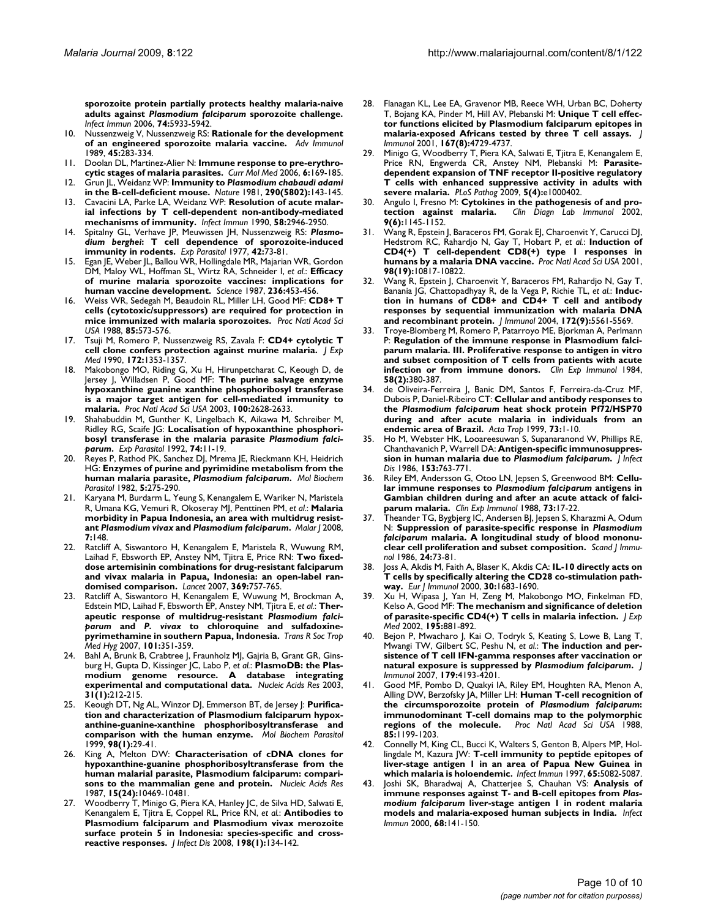sporozoite protein partially protects healthy malaria-naive adults against *Plasmodium falciparum* sporozoite challenge. *Infect Immun* 2006, **74:**5933-5942.

10. Nussenzweig V, Nussenzweig RS: **Rationale for the development of an engineered sporozoite malaria vaccine.** *Adv Immunol* 1989, **45:**283-334.
11. Doolan DL, Martinez-Alier N: **Immune response to pre-erythrocytic stages of malaria parasites.** *Curr Mol Med* 2006, **6:**169-185.
12. Grun JL, Weidanz WP: **Immunity to** ***Plasmodium chabaudi adami*** **in the B-cell-deficient mouse.** *Nature* 1981, **290(5802):**143-145.
13. Cavacini LA, Parke LA, Weidanz WP: **Resolution of acute malarial infections by T cell-dependent non-antibody-mediated mechanisms of immunity.** *Infect Immun* 1990, **58:**2946-2950.
14. Spitalny GL, Verhave JP, Meuwissen JH, Nussenzweig RS: ***Plasmodium berghei*****: T cell dependence of sporozoite-induced immunity in rodents.** *Exp Parasitol* 1977, **42:**73-81.
15. Egan JE, Weber JL, Ballou WR, Hollingdale MR, Majarian WR, Gordon DM, Maloy WL, Hoffman SL, Wirtz RA, Schneider I, *et al.*: **Efficacy of murine malaria sporozoite vaccines: implications for human vaccine development.** *Science* 1987, **236:**453-456.
16. Weiss WR, Sedegah M, Beaudoin RL, Miller LH, Good MF: **CD8+ T cells (cytotoxic/suppressors) are required for protection in mice immunized with malaria sporozoites.** *Proc Natl Acad Sci USA* 1988, **85:**573-576.
17. Tsuji M, Romero P, Nussenzweig RS, Zavala F: **CD4+ cytolytic T cell clone confers protection against murine malaria.** *J Exp Med* 1990, **172:**1353-1357.
18. Makobongo MO, Riding G, Xu H, Hirunpetcharat C, Keough D, de Jersey J, Willadsen P, Good MF: **The purine salvage enzyme hypoxanthine guanine xanthine phosphoribosyl transferase is a major target antigen for cell-mediated immunity to malaria.** *Proc Natl Acad Sci USA* 2003, **100:**2628-2633.
19. Shahabuddin M, Gunther K, Lingelbach K, Aikawa M, Schreiber M, Ridley RG, Scaife JG: **Localisation of hypoxanthine phosphoribosyl transferase in the malaria parasite** ***Plasmodium falciparum*****.** *Exp Parasitol* 1992, **74:**11-19.
20. Reyes P, Rathod PK, Sanchez DJ, Mrema JE, Rieckmann KH, Heidrich HG: **Enzymes of purine and pyrimidine metabolism from the human malaria parasite,** ***Plasmodium falciparum*****.** *Mol Biochem Parasitol* 1982, **5:**275-290.
21. Karyana M, Burdarm L, Yeung S, Kenangalem E, Wariker N, Maristela R, Umana KG, Vemuri R, Okoseray MJ, Penttinen PM, *et al.*: **Malaria morbidity in Papua Indonesia, an area with multidrug resistant** ***Plasmodium vivax*** **and** ***Plasmodium falciparum*****.** *Malar J* 2008, **7:**148.
22. Ratcliff A, Siswantoro H, Kenangalem E, Maristela R, Wuwung RM, Laihad F, Ebsworth EP, Anstey NM, Tjitra E, Price RN: **Two fixed-dose artemisinin combinations for drug-resistant falciparum and vivax malaria in Papua, Indonesia: an open-label randomised comparison.** *Lancet* 2007, **369:**757-765.
23. Ratcliff A, Siswantoro H, Kenangalem E, Wuwung M, Brockman A, Edstein MD, Laihad F, Ebsworth EP, Anstey NM, Tjitra E, *et al.*: **Therapeutic response of multidrug-resistant** ***Plasmodium falciparum*** **and** ***P. vivax*** **to chloroquine and sulfadoxine-pyrimethamine in southern Papua, Indonesia.** *Trans R Soc Trop Med Hyg* 2007, **101:**351-359.
24. Bahl A, Brunk B, Crabtree J, Fraunholz MJ, Gajria B, Grant GR, Ginsburg H, Gupta D, Kissinger JC, Labo P, *et al.*: **PlasmoDB: the Plasmodium genome resource. A database integrating experimental and computational data.** *Nucleic Acids Res* 2003, **31(1):**212-215.
25. Keough DT, Ng AL, Winzor DJ, Emmerson BT, de Jersey J: **Purification and characterization of Plasmodium falciparum hypoxanthine-guanine-xanthine phosphoribosyltransferase and comparison with the human enzyme.** *Mol Biochem Parasitol* 1999, **98(1):**29-41.
26. King A, Melton DW: **Characterisation of cDNA clones for hypoxanthine-guanine phosphoribosyltransferase from the human malarial parasite, Plasmodium falciparum: comparisons to the mammalian gene and protein.** *Nucleic Acids Res* 1987, **15(24):**10469-10481.
27. Woodberry T, Minigo G, Piera KA, Hanley JC, de Silva HD, Salwati E, Kenangalem E, Tjitra E, Coppel RL, Price RN, *et al.*: **Antibodies to Plasmodium falciparum and Plasmodium vivax merozoite surface protein 5 in Indonesia: species-specific and cross-reactive responses.** *J Infect Dis* 2008, **198(1):**134-142.
28. Flanagan KL, Lee EA, Gravenor MB, Reece WH, Urban BC, Doherty T, Bojang KA, Pinder M, Hill AV, Plebanski M: **Unique T cell effector functions elicited by Plasmodium falciparum epitopes in malaria-exposed Africans tested by three T cell assays.** *J Immunol* 2001, **167(8):**4729-4737.
29. Minigo G, Woodberry T, Piera KA, Salwati E, Tjitra E, Kenangalem E, Price RN, Engwerda CR, Anstey NM, Plebanski M: **Parasite-dependent expansion of TNF receptor II-positive regulatory T cells with enhanced suppressive activity in adults with severe malaria.** *PLoS Pathog* 2009, **5(4):**e1000402.
30. Angulo I, Fresno M: **Cytokines in the pathogenesis of and protection against malaria.** *Clin Diagn Lab Immunol* 2002, **9(6):**1145-1152.
31. Wang R, Epstein J, Baraceros FM, Gorak EJ, Charoenvit Y, Carucci DJ, Hedstrom RC, Rahardjo N, Gay T, Hobart P, *et al.*: **Induction of CD4(+) T cell-dependent CD8(+) type 1 responses in humans by a malaria DNA vaccine.** *Proc Natl Acad Sci USA* 2001, **98(19):**10817-10822.
32. Wang R, Epstein J, Charoenvit Y, Baraceros FM, Rahardjo N, Gay T, Banania JG, Chattopadhyay R, de la Vega P, Richie TL, *et al.*: **Induction in humans of CD8+ and CD4+ T cell and antibody responses by sequential immunization with malaria DNA and recombinant protein.** *J Immunol* 2004, **172(9):**5561-5569.
33. Troye-Blomberg M, Romero P, Patarroyo ME, Bjorkman A, Perlmann P: **Regulation of the immune response in Plasmodium falciparum malaria. III. Proliferative response to antigen in vitro and subset composition of T cells from patients with acute infection or from immune donors.** *Clin Exp Immunol* 1984, **58(2):**380-387.
34. de Oliveira-Ferreira J, Banic DM, Santos F, Cruz MF, Dubois P, Daniel-Ribeiro CT: **Cellular and antibody responses to the** ***Plasmodium falciparum*** **heat shock protein Pf72/HSP70 during and after acute malaria in individuals from an endemic area of Brazil.** *Acta Trop* 1999, **73:**1-10.
35. Ho M, Webster HK, Looareesuwan S, Supanaranond W, Phillips RE, Chanthavanich P, Warrell DA: **Antigen-specific immunosuppression in human malaria due to** ***Plasmodium falciparum*****.** *J Infect Dis* 1986, **153:**763-771.
36. Riley EM, Andersson G, Otoo LN, Jepsen S, Greenwood BM: **Cellular immune responses to** ***Plasmodium falciparum*** **antigens in Gambian children during and after an acute attack of falciparum malaria.** *Clin Exp Immunol* 1988, **73:**17-22.
37. Theander TG, Bygbjerg IC, Andersen BJ, Jepsen S, Kharazmi A, Odum N: **Suppression of parasite-specific response in** ***Plasmodium falciparum*** **malaria. A longitudinal study of blood mononuclear cell proliferation and subset composition.** *Scand J Immunol* 1986, **24:**73-81.
38. Joss A, Akdis M, Faith A, Blaser K, Akdis CA: **IL-10 directly acts on T cells by specifically altering the CD28 co-stimulation pathway.** *Eur J Immunol* 2000, **30:**1683-1690.
39. Xu H, Wipasa J, Yan H, Zeng M, Makobongo MO, Finkelman FD, Kelso A, Good MF: **The mechanism and significance of deletion of parasite-specific CD4(+) T cells in malaria infection.** *J Exp Med* 2002, **195:**881-892.
40. Bejon P, Mwacharo J, Kai O, Todryk S, Keating S, Lowe B, Lang T, Mwangi TW, Gilbert SC, Peshu N, *et al.*: **The induction and persistence of T cell IFN-gamma responses after vaccination or natural exposure is suppressed by** ***Plasmodium falciparum*****.** *J Immunol* 2007, **179:**4193-4201.
41. Good MF, Pombo D, Quakyi IA, Riley EM, Houghten RA, Menon A, Alling DW, Berzofsky JA, Miller LH: **Human T-cell recognition of the circumsporozoite protein of** ***Plasmodium falciparum*****: immunodominant T-cell domains map to the polymorphic regions of the molecule.** *Proc Natl Acad Sci USA* 1988, **85:**1199-1203.
42. Connelly M, King CL, Bucci K, Walters S, Genton B, Alpers MP, Hollingdale M, Kazura JW: **T-cell immunity to peptide epitopes of liver-stage antigen 1 in an area of Papua New Guinea in which malaria is holoendemic.** *Infect Immun* 1997, **65:**5082-5087.
43. Joshi SK, Bharadwaj A, Chatterjee S, Chauhan VS: **Analysis of immune responses against T- and B-cell epitopes from** ***Plasmodium falciparum*** **liver-stage antigen 1 in rodent malaria models and malaria-exposed human subjects in India.** *Infect Immun* 2000, **68:**141-150.